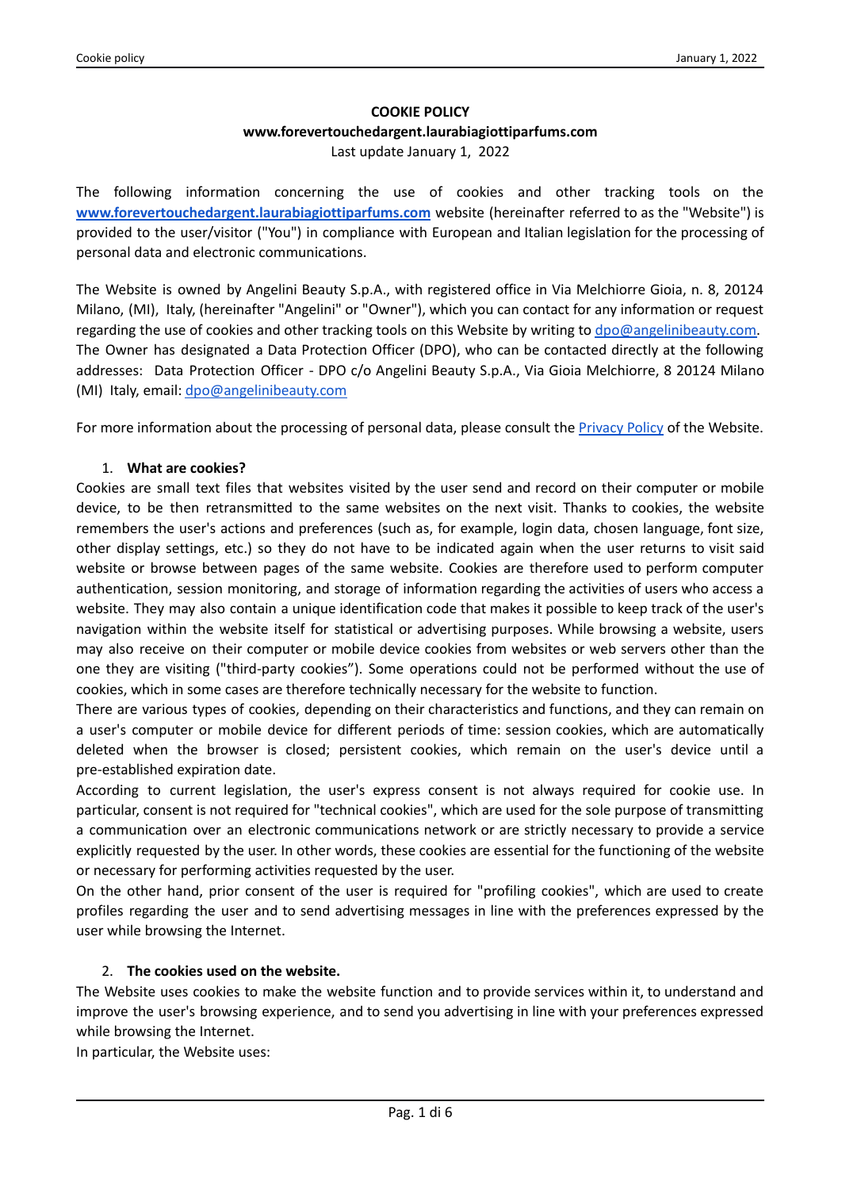# COOKIE POLICY

**www.forevertouchedargent.laurabiagiottiparfums.com**

Last update January 1, 2022

The following information concerning the use of cookies and other tracking tools on the **[www.forevertouchedargent.laurabiagiottiparfums.com](http://www.forevertouchedargent.laurabiagiottiparfums.com)** website (hereinafter referred to as the "Website") is provided to the user/visitor ("You") in compliance with European and Italian legislation for the processing of personal data and electronic communications.

The Website is owned by Angelini Beauty S.p.A., with registered office in Via Melchiorre Gioia, n. 8, 20124 Milano, (MI), Italy, (hereinafter "Angelini" or "Owner"), which you can contact for any information or request regarding the use of cookies and other tracking tools on this Website by writing to [dpo@angelinibeauty.com](mailto:dpo@angelinibeauty.com). The Owner has designated a Data Protection Officer (DPO), who can be contacted directly at the following addresses: Data Protection Officer - DPO c/o Angelini Beauty S.p.A., Via Gioia Melchiorre, 8 20124 Milano (MI) Italy, email: [dpo@angelinibeauty.com](mailto:dpo@angelinibeauty.com)

For more information about the processing of personal data, please consult the Privacy Policy of the Website.

## 1. What are cookies?

Cookies are small text files that websites visited by the user send and record on their computer or mobile device, to be then retransmitted to the same websites on the next visit. Thanks to cookies, the website remembers the user's actions and preferences (such as, for example, login data, chosen language, font size, other display settings, etc.) so they do not have to be indicated again when the user returns to visit said website or browse between pages of the same website. Cookies are therefore used to perform computer authentication, session monitoring, and storage of information regarding the activities of users who access a website. They may also contain a unique identification code that makes it possible to keep track of the user's navigation within the website itself for statistical or advertising purposes. While browsing a website, users may also receive on their computer or mobile device cookies from websites or web servers other than the one they are visiting ("third-party cookies"). Some operations could not be performed without the use of cookies, which in some cases are therefore technically necessary for the website to function.

There are various types of cookies, depending on their characteristics and functions, and they can remain on a user's computer or mobile device for different periods of time: session cookies, which are automatically deleted when the browser is closed; persistent cookies, which remain on the user's device until a pre-established expiration date.

According to current legislation, the user's express consent is not always required for cookie use. In particular, consent is not required for "technical cookies", which are used for the sole purpose of transmitting a communication over an electronic communications network or are strictly necessary to provide a service explicitly requested by the user. In other words, these cookies are essential for the functioning of the website or necessary for performing activities requested by the user.

On the other hand, prior consent of the user is required for "profiling cookies", which are used to create profiles regarding the user and to send advertising messages in line with the preferences expressed by the user while browsing the Internet.

## 2. The cookies used on the website.

The Website uses cookies to make the website function and to provide services within it, to understand and improve the user's browsing experience, and to send you advertising in line with your preferences expressed while browsing the Internet.

In particular, the Website uses: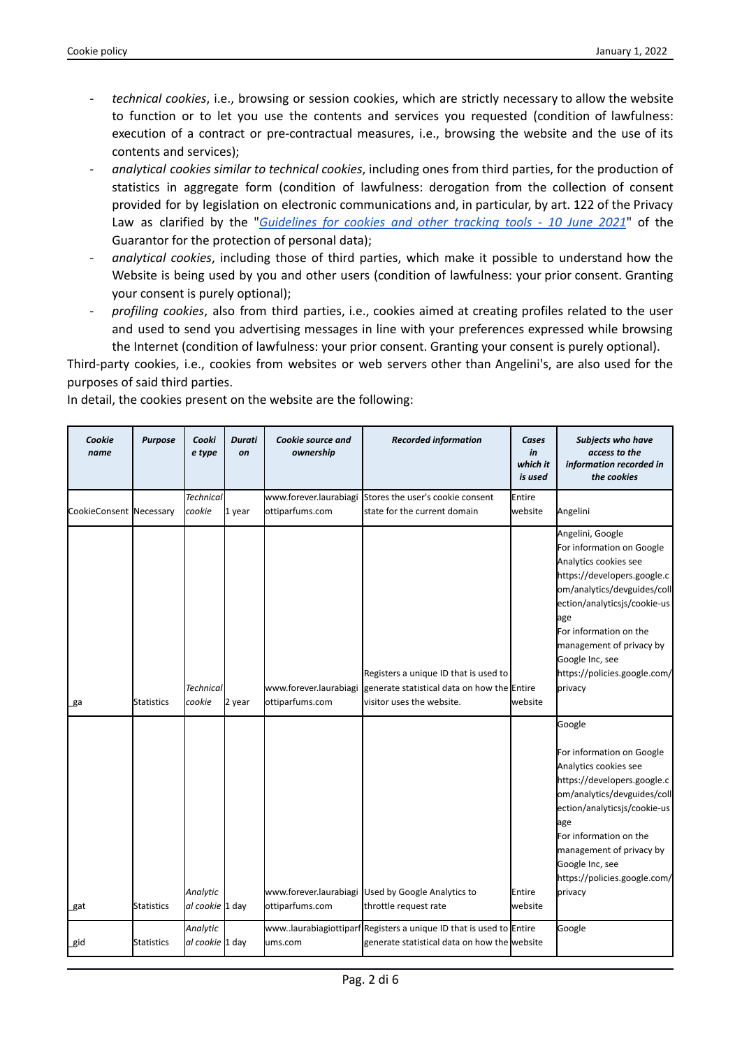- *technical cookies*, i.e., browsing or session cookies, which are strictly necessary to allow the website to function or to let you use the contents and services you requested (condition of lawfulness: execution of a contract or pre-contractual measures, i.e., browsing the website and the use of its contents and services);
- *analytical cookies similar to technical cookies*, including ones from third parties, for the production of statistics in aggregate form (condition of lawfulness: derogation from the collection of consent provided for by legislation on electronic communications and, in particular, by art. 122 of the Privacy Law as clarified by the "*Guidelines for cookies and other tracking tools - 10 June 2021*" of the Guarantor for the protection of personal data);
- *analytical cookies*, including those of third parties, which make it possible to understand how the Website is being used by you and other users (condition of lawfulness: your prior consent. Granting your consent is purely optional);
- *profiling cookies*, also from third parties, i.e., cookies aimed at creating profiles related to the user and used to send you advertising messages in line with your preferences expressed while browsing the Internet (condition of lawfulness: your prior consent. Granting your consent is purely optional).

Third-party cookies, i.e., cookies from websites or web servers other than Angelini's, are also used for the purposes of said third parties.

In detail, the cookies present on the website are the following:

| *Cookie name* | *Purpose* | *Cookie type* | *Duration* | *Cookie source and ownership* | *Recorded information* | *Cases in which it is used* | *Subjects who have access to the information recorded in the cookies* |
|---|---|---|---|---|---|---|---|
| CookieConsent | Necessary | *Technical cookie* | 1 year | www.forever.laurabiagiottiparfums.com | Stores the user's cookie consent state for the current domain | Entire website | Angelini |
| _ga | Statistics | *Technical cookie* | 2 year | www.forever.laurabiagiottiparfums.com | Registers a unique ID that is used to generate statistical data on how the visitor uses the website. | Entire website | Angelini, Google For information on Google Analytics cookies see https://developers.google.com/analytics/devguides/collection/analyticsjs/cookie-usage For information on the management of privacy by Google Inc, see https://policies.google.com/privacy |
| _gat | Statistics | *Analytical cookie* | 1 day | www.forever.laurabiagiottiparfums.com | Used by Google Analytics to throttle request rate | Entire website | Google For information on Google Analytics cookies see https://developers.google.com/analytics/devguides/collection/analyticsjs/cookie-usage For information on the management of privacy by Google Inc, see https://policies.google.com/privacy |
| _gid | Statistics | *Analytical cookie* | 1 day | www..laurabiagiottiparfums.com | Registers a unique ID that is used to generate statistical data on how the | Entire website | Google |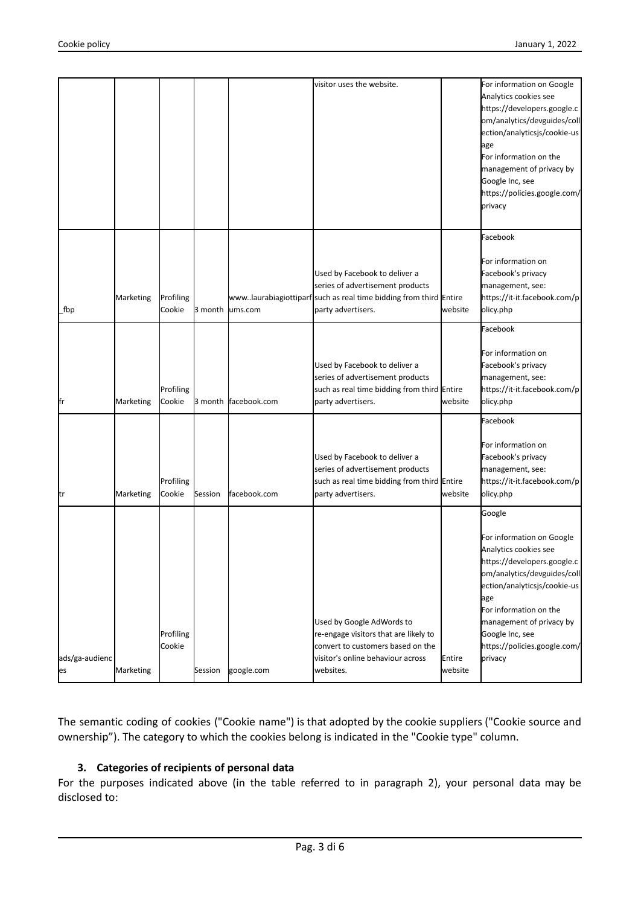| | | | | | visitor uses the website. | | For information on Google Analytics cookies see https://developers.google.com/analytics/devguides/collection/analyticsjs/cookie-usage For information on the management of privacy by Google Inc, see https://policies.google.com/privacy |
|---|---|---|---|---|---|---|---|
| _fbp | Marketing | Profiling Cookie | 3 month | www..laurabiagiottiparfums.com | Used by Facebook to deliver a series of advertisement products such as real time bidding from third party advertisers. | Entire website | Facebook For information on Facebook's privacy management, see: https://it-it.facebook.com/policy.php |
| fr | Marketing | Profiling Cookie | 3 month | facebook.com | Used by Facebook to deliver a series of advertisement products such as real time bidding from third party advertisers. | Entire website | Facebook For information on Facebook's privacy management, see: https://it-it.facebook.com/policy.php |
| tr | Marketing | Profiling Cookie | Session | facebook.com | Used by Facebook to deliver a series of advertisement products such as real time bidding from third party advertisers. | Entire website | Facebook For information on Facebook's privacy management, see: https://it-it.facebook.com/policy.php |
| ads/ga-audiences | Marketing | Profiling Cookie | Session | google.com | Used by Google AdWords to re-engage visitors that are likely to convert to customers based on the visitor's online behaviour across websites. | Entire website | Google For information on Google Analytics cookies see https://developers.google.com/analytics/devguides/collection/analyticsjs/cookie-usage For information on the management of privacy by Google Inc, see https://policies.google.com/privacy |

The semantic coding of cookies ("Cookie name") is that adopted by the cookie suppliers ("Cookie source and ownership"). The category to which the cookies belong is indicated in the "Cookie type" column.

### 3. Categories of recipients of personal data

For the purposes indicated above (in the table referred to in paragraph 2), your personal data may be disclosed to: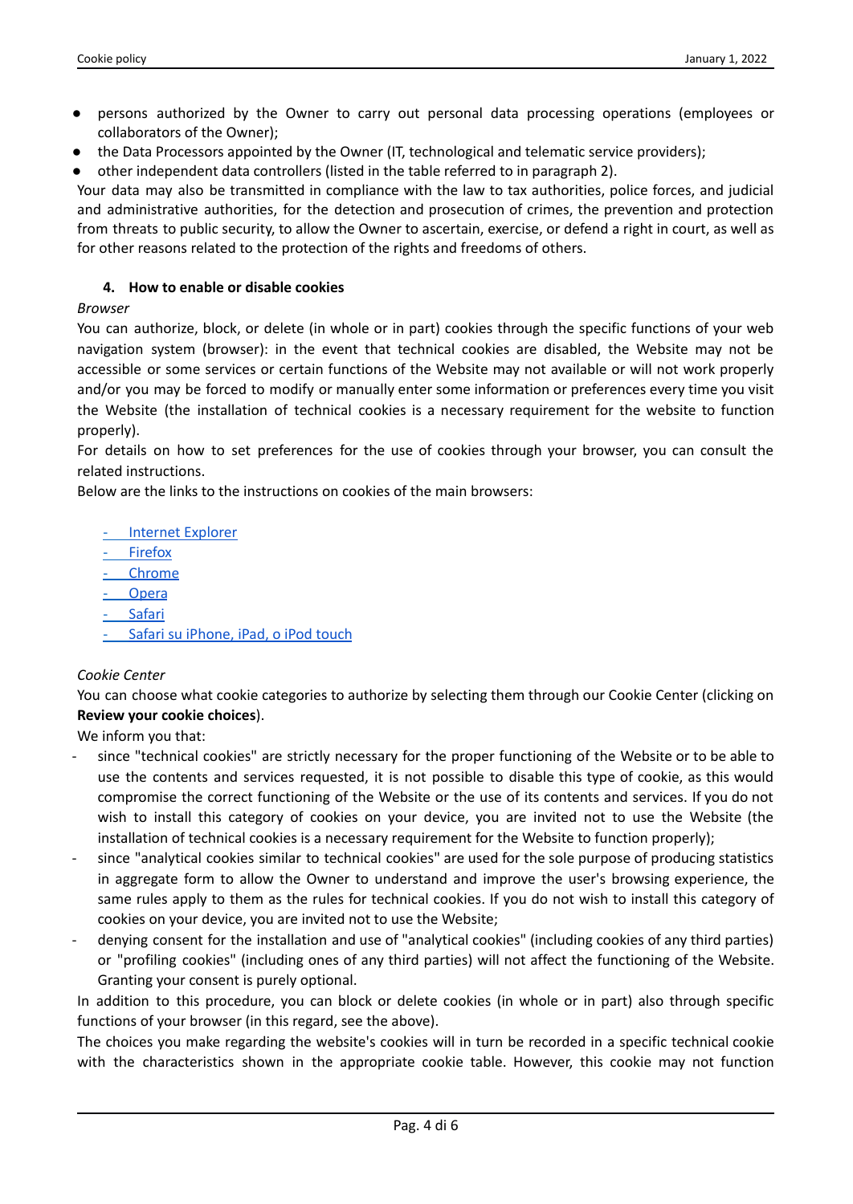- persons authorized by the Owner to carry out personal data processing operations (employees or collaborators of the Owner);
- the Data Processors appointed by the Owner (IT, technological and telematic service providers);
- other independent data controllers (listed in the table referred to in paragraph 2).

Your data may also be transmitted in compliance with the law to tax authorities, police forces, and judicial and administrative authorities, for the detection and prosecution of crimes, the prevention and protection from threats to public security, to allow the Owner to ascertain, exercise, or defend a right in court, as well as for other reasons related to the protection of the rights and freedoms of others.

### 4. How to enable or disable cookies

*Browser*

You can authorize, block, or delete (in whole or in part) cookies through the specific functions of your web navigation system (browser): in the event that technical cookies are disabled, the Website may not be accessible or some services or certain functions of the Website may not available or will not work properly and/or you may be forced to modify or manually enter some information or preferences every time you visit the Website (the installation of technical cookies is a necessary requirement for the website to function properly).

For details on how to set preferences for the use of cookies through your browser, you can consult the related instructions.

Below are the links to the instructions on cookies of the main browsers:

- Internet Explorer
- Firefox
- Chrome
- Opera
- Safari
- Safari su iPhone, iPad, o iPod touch

*Cookie Center*

You can choose what cookie categories to authorize by selecting them through our Cookie Center (clicking on **Review your cookie choices**).

We inform you that:

- since "technical cookies" are strictly necessary for the proper functioning of the Website or to be able to use the contents and services requested, it is not possible to disable this type of cookie, as this would compromise the correct functioning of the Website or the use of its contents and services. If you do not wish to install this category of cookies on your device, you are invited not to use the Website (the installation of technical cookies is a necessary requirement for the Website to function properly);
- since "analytical cookies similar to technical cookies" are used for the sole purpose of producing statistics in aggregate form to allow the Owner to understand and improve the user's browsing experience, the same rules apply to them as the rules for technical cookies. If you do not wish to install this category of cookies on your device, you are invited not to use the Website;
- denying consent for the installation and use of "analytical cookies" (including cookies of any third parties) or "profiling cookies" (including ones of any third parties) will not affect the functioning of the Website. Granting your consent is purely optional.

In addition to this procedure, you can block or delete cookies (in whole or in part) also through specific functions of your browser (in this regard, see the above).

The choices you make regarding the website's cookies will in turn be recorded in a specific technical cookie with the characteristics shown in the appropriate cookie table. However, this cookie may not function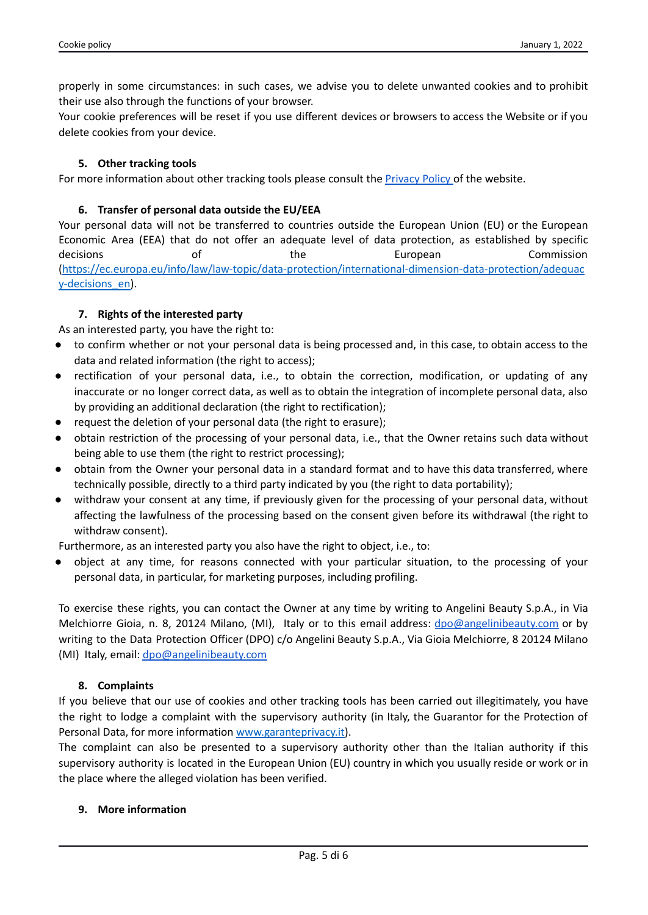properly in some circumstances: in such cases, we advise you to delete unwanted cookies and to prohibit their use also through the functions of your browser.
Your cookie preferences will be reset if you use different devices or browsers to access the Website or if you delete cookies from your device.

## 5. Other tracking tools

For more information about other tracking tools please consult the [Privacy Policy](#) of the website.

## 6. Transfer of personal data outside the EU/EEA

Your personal data will not be transferred to countries outside the European Union (EU) or the European Economic Area (EEA) that do not offer an adequate level of data protection, as established by specific decisions of the European Commission ([https://ec.europa.eu/info/law/law-topic/data-protection/international-dimension-data-protection/adequacy-decisions_en](https://ec.europa.eu/info/law/law-topic/data-protection/international-dimension-data-protection/adequacy-decisions_en)).

## 7. Rights of the interested party

As an interested party, you have the right to:

- to confirm whether or not your personal data is being processed and, in this case, to obtain access to the data and related information (the right to access);
- rectification of your personal data, i.e., to obtain the correction, modification, or updating of any inaccurate or no longer correct data, as well as to obtain the integration of incomplete personal data, also by providing an additional declaration (the right to rectification);
- request the deletion of your personal data (the right to erasure);
- obtain restriction of the processing of your personal data, i.e., that the Owner retains such data without being able to use them (the right to restrict processing);
- obtain from the Owner your personal data in a standard format and to have this data transferred, where technically possible, directly to a third party indicated by you (the right to data portability);
- withdraw your consent at any time, if previously given for the processing of your personal data, without affecting the lawfulness of the processing based on the consent given before its withdrawal (the right to withdraw consent).

Furthermore, as an interested party you also have the right to object, i.e., to:

- object at any time, for reasons connected with your particular situation, to the processing of your personal data, in particular, for marketing purposes, including profiling.

To exercise these rights, you can contact the Owner at any time by writing to Angelini Beauty S.p.A., in Via Melchiorre Gioia, n. 8, 20124 Milano, (MI), Italy or to this email address: [dpo@angelinibeauty.com](mailto:dpo@angelinibeauty.com) or by writing to the Data Protection Officer (DPO) c/o Angelini Beauty S.p.A., Via Gioia Melchiorre, 8 20124 Milano (MI) Italy, email: [dpo@angelinibeauty.com](mailto:dpo@angelinibeauty.com)

## 8. Complaints

If you believe that our use of cookies and other tracking tools has been carried out illegitimately, you have the right to lodge a complaint with the supervisory authority (in Italy, the Guarantor for the Protection of Personal Data, for more information [www.garanteprivacy.it](http://www.garanteprivacy.it)).
The complaint can also be presented to a supervisory authority other than the Italian authority if this supervisory authority is located in the European Union (EU) country in which you usually reside or work or in the place where the alleged violation has been verified.

## 9. More information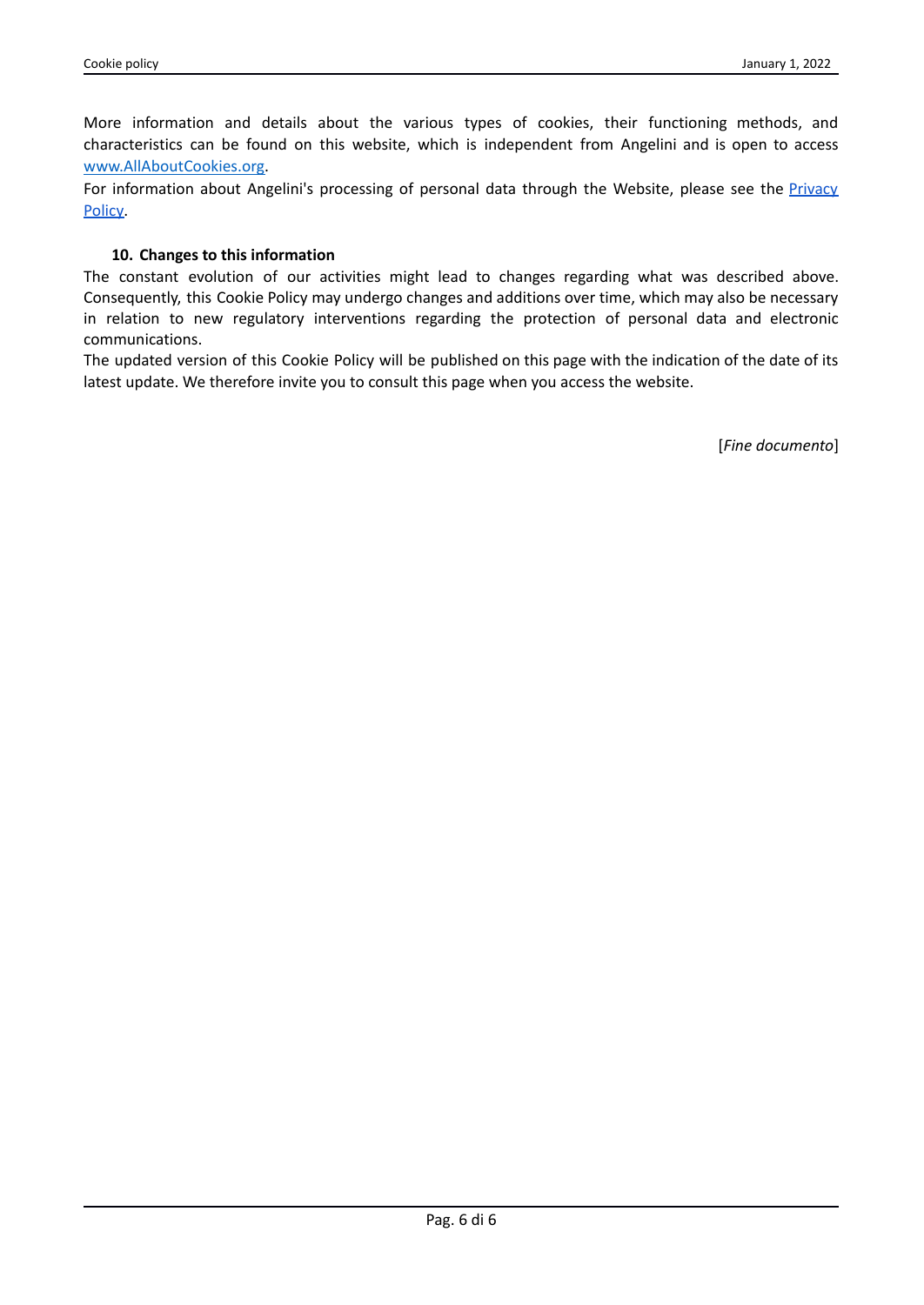More information and details about the various types of cookies, their functioning methods, and characteristics can be found on this website, which is independent from Angelini and is open to access [www.AllAboutCookies.org](http://www.AllAboutCookies.org).

For information about Angelini's processing of personal data through the Website, please see the [Privacy Policy](#).

## 10. Changes to this information

The constant evolution of our activities might lead to changes regarding what was described above. Consequently, this Cookie Policy may undergo changes and additions over time, which may also be necessary in relation to new regulatory interventions regarding the protection of personal data and electronic communications.

The updated version of this Cookie Policy will be published on this page with the indication of the date of its latest update. We therefore invite you to consult this page when you access the website.

[*Fine documento*]